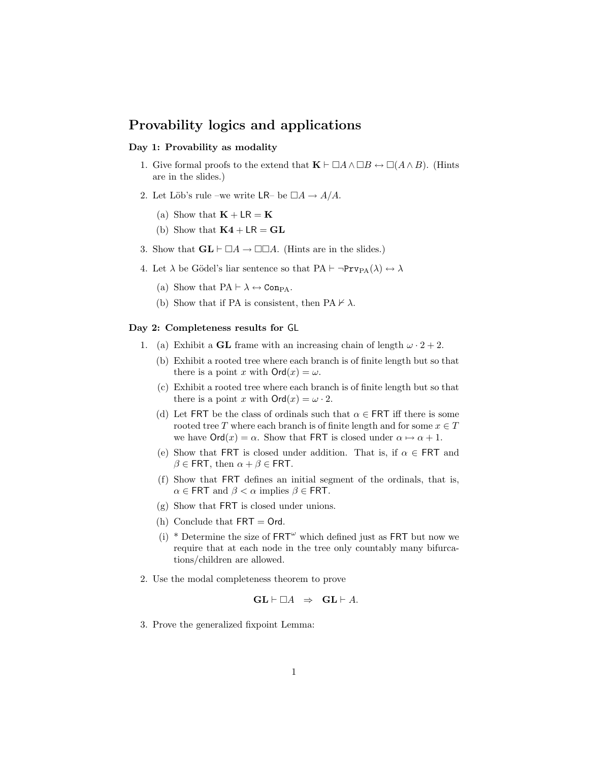# Provability logics and applications

### Day 1: Provability as modality

1. Give formal proofs to the extend that $\mathbf{K} \vdash \Box A \wedge \Box B \leftrightarrow \Box(A \wedge B)$. (Hints are in the slides.)

2. Let Löb's rule –we write LR– be $\Box A \to A/A$.

   (a) Show that $\mathbf{K} + \mathsf{LR} = \mathbf{K}$

   (b) Show that $\mathbf{K4} + \mathsf{LR} = \mathbf{GL}$

3. Show that $\mathbf{GL} \vdash \Box A \to \Box\Box A$. (Hints are in the slides.)

4. Let $\lambda$ be Gödel's liar sentence so that $\mathrm{PA} \vdash \neg \mathtt{Prv}_{\mathrm{PA}}(\lambda) \leftrightarrow \lambda$

   (a) Show that $\mathrm{PA} \vdash \lambda \leftrightarrow \mathtt{Con}_{\mathrm{PA}}$.

   (b) Show that if PA is consistent, then $\mathrm{PA} \nvdash \lambda$.

### Day 2: Completeness results for GL

1. (a) Exhibit a **GL** frame with an increasing chain of length $\omega \cdot 2 + 2$.

   (b) Exhibit a rooted tree where each branch is of finite length but so that there is a point $x$ with $\mathsf{Ord}(x) = \omega$.

   (c) Exhibit a rooted tree where each branch is of finite length but so that there is a point $x$ with $\mathsf{Ord}(x) = \omega \cdot 2$.

   (d) Let FRT be the class of ordinals such that $\alpha \in \mathsf{FRT}$ iff there is some rooted tree $T$ where each branch is of finite length and for some $x \in T$ we have $\mathsf{Ord}(x) = \alpha$. Show that FRT is closed under $\alpha \mapsto \alpha + 1$.

   (e) Show that FRT is closed under addition. That is, if $\alpha \in \mathsf{FRT}$ and $\beta \in \mathsf{FRT}$, then $\alpha + \beta \in \mathsf{FRT}$.

   (f) Show that FRT defines an initial segment of the ordinals, that is, $\alpha \in \mathsf{FRT}$ and $\beta < \alpha$ implies $\beta \in \mathsf{FRT}$.

   (g) Show that FRT is closed under unions.

   (h) Conclude that $\mathsf{FRT} = \mathsf{Ord}$.

   (i) * Determine the size of $\mathsf{FRT}^{\omega}$ which defined just as FRT but now we require that at each node in the tree only countably many bifurcations/children are allowed.

2. Use the modal completeness theorem to prove

$$\mathbf{GL} \vdash \Box A \quad \Rightarrow \quad \mathbf{GL} \vdash A.$$

3. Prove the generalized fixpoint Lemma: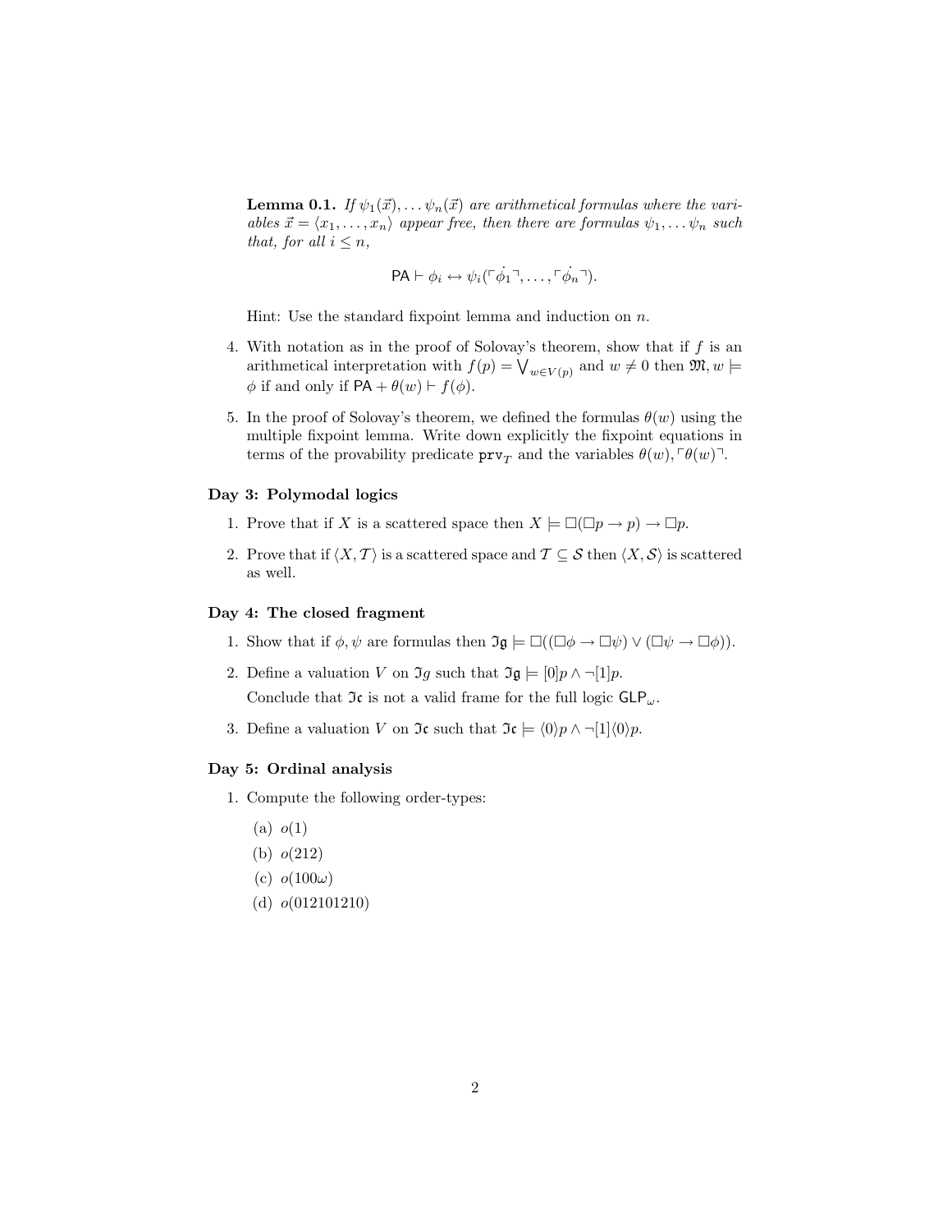**Lemma 0.1.** *If $\psi_1(\vec{x}), \ldots \psi_n(\vec{x})$ are arithmetical formulas where the variables $\vec{x} = \langle x_1, \ldots, x_n \rangle$ appear free, then there are formulas $\psi_1, \ldots \psi_n$ such that, for all $i \leq n$,*

$$\mathsf{PA} \vdash \phi_i \leftrightarrow \psi_i(\ulcorner \dot{\phi_1} \urcorner, \ldots, \ulcorner \dot{\phi_n} \urcorner).$$

Hint: Use the standard fixpoint lemma and induction on $n$.

4. With notation as in the proof of Solovay's theorem, show that if $f$ is an arithmetical interpretation with $f(p) = \bigvee_{w \in V(p)}$ and $w \neq 0$ then $\mathfrak{M}, w \models \phi$ if and only if $\mathsf{PA} + \theta(w) \vdash f(\phi)$.
5. In the proof of Solovay's theorem, we defined the formulas $\theta(w)$ using the multiple fixpoint lemma. Write down explicitly the fixpoint equations in terms of the provability predicate $\mathtt{prv}_T$ and the variables $\theta(w), \ulcorner \theta(w) \urcorner$.

### Day 3: Polymodal logics

1. Prove that if $X$ is a scattered space then $X \models \Box(\Box p \to p) \to \Box p$.
2. Prove that if $\langle X, \mathcal{T} \rangle$ is a scattered space and $\mathcal{T} \subseteq \mathcal{S}$ then $\langle X, \mathcal{S} \rangle$ is scattered as well.

### Day 4: The closed fragment

1. Show that if $\phi, \psi$ are formulas then $\mathfrak{Ig} \models \Box((\Box\phi \to \Box\psi) \vee (\Box\psi \to \Box\phi))$.
2. Define a valuation $V$ on $\mathfrak{I}g$ such that $\mathfrak{Ig} \models [0]p \wedge \neg[1]p$.

   Conclude that $\mathfrak{Ic}$ is not a valid frame for the full logic $\mathsf{GLP}_\omega$.
3. Define a valuation $V$ on $\mathfrak{Ic}$ such that $\mathfrak{Ic} \models \langle 0 \rangle p \wedge \neg[1]\langle 0 \rangle p$.

### Day 5: Ordinal analysis

1. Compute the following order-types:
   (a) $o(1)$
   (b) $o(212)$
   (c) $o(100\omega)$
   (d) $o(012101210)$